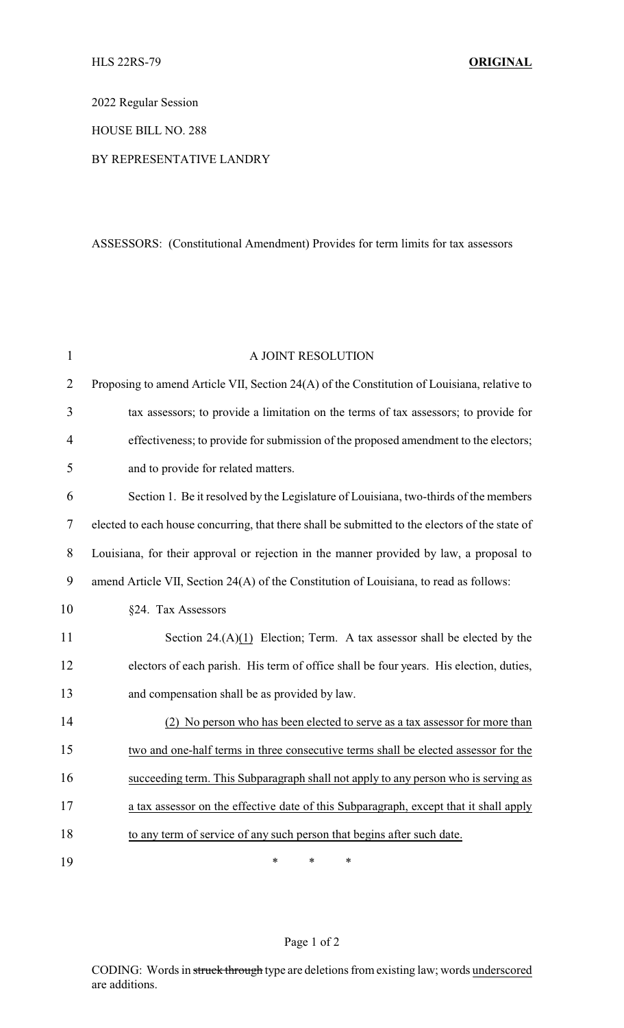HLS 22RS-79 **ORIGINAL**

2022 Regular Session

HOUSE BILL NO. 288

BY REPRESENTATIVE LANDRY

ASSESSORS: (Constitutional Amendment) Provides for term limits for tax assessors

A JOINT RESOLUTION

Proposing to amend Article VII, Section 24(A) of the Constitution of Louisiana, relative to tax assessors; to provide a limitation on the terms of tax assessors; to provide for effectiveness; to provide for submission of the proposed amendment to the electors; and to provide for related matters.

Section 1. Be it resolved by the Legislature of Louisiana, two-thirds of the members elected to each house concurring, that there shall be submitted to the electors of the state of Louisiana, for their approval or rejection in the manner provided by law, a proposal to amend Article VII, Section 24(A) of the Constitution of Louisiana, to read as follows:

§24. Tax Assessors

Section 24.(A)<u>(1)</u> Election; Term. A tax assessor shall be elected by the electors of each parish. His term of office shall be four years. His election, duties, and compensation shall be as provided by law.

<u>(2) No person who has been elected to serve as a tax assessor for more than two and one-half terms in three consecutive terms shall be elected assessor for the succeeding term. This Subparagraph shall not apply to any person who is serving as a tax assessor on the effective date of this Subparagraph, except that it shall apply to any term of service of any such person that begins after such date.</u>

\* \* \*

CODING: Words in ~~struck through~~ type are deletions from existing law; words <u>underscored</u> are additions.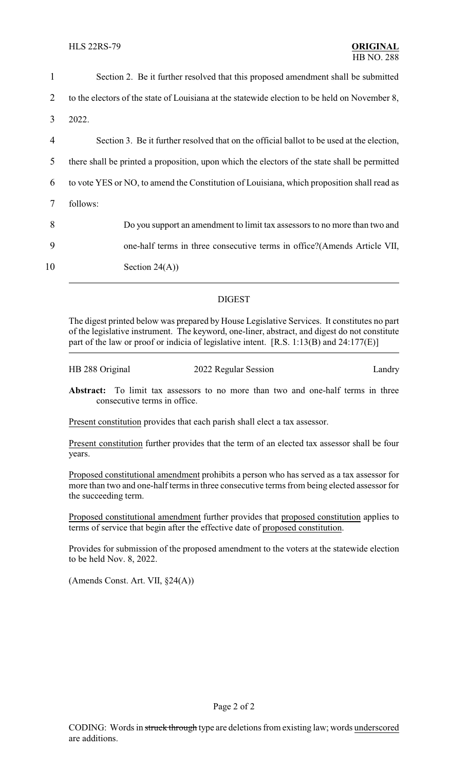Section 2. Be it further resolved that this proposed amendment shall be submitted to the electors of the state of Louisiana at the statewide election to be held on November 8, 2022.

Section 3. Be it further resolved that on the official ballot to be used at the election, there shall be printed a proposition, upon which the electors of the state shall be permitted to vote YES or NO, to amend the Constitution of Louisiana, which proposition shall read as follows:

> Do you support an amendment to limit tax assessors to no more than two and one-half terms in three consecutive terms in office?(Amends Article VII, Section 24(A))

## DIGEST

The digest printed below was prepared by House Legislative Services. It constitutes no part of the legislative instrument. The keyword, one-liner, abstract, and digest do not constitute part of the law or proof or indicia of legislative intent. [R.S. 1:13(B) and 24:177(E)]

HB 288 Original — 2022 Regular Session — Landry

**Abstract:** To limit tax assessors to no more than two and one-half terms in three consecutive terms in office.

Present constitution provides that each parish shall elect a tax assessor.

Present constitution further provides that the term of an elected tax assessor shall be four years.

Proposed constitutional amendment prohibits a person who has served as a tax assessor for more than two and one-half terms in three consecutive terms from being elected assessor for the succeeding term.

Proposed constitutional amendment further provides that proposed constitution applies to terms of service that begin after the effective date of proposed constitution.

Provides for submission of the proposed amendment to the voters at the statewide election to be held Nov. 8, 2022.

(Amends Const. Art. VII, §24(A))

CODING: Words in ~~struck through~~ type are deletions from existing law; words underscored are additions.